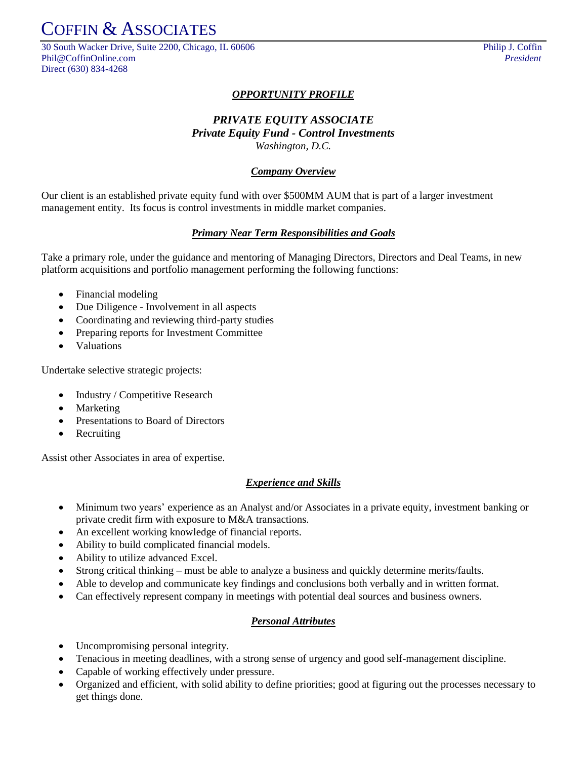# COFFIN & ASSOCIATES

30 South Wacker Drive, Suite 2200, Chicago, IL 60606
Phil@CoffinOnline.com
Direct (630) 834-4268

Philip J. Coffin
*President*

## ***OPPORTUNITY PROFILE***

### *PRIVATE EQUITY ASSOCIATE*
### ***Private Equity Fund - Control Investments***
*Washington, D.C.*

#### ***Company Overview***

Our client is an established private equity fund with over $500MM AUM that is part of a larger investment management entity. Its focus is control investments in middle market companies.

#### ***Primary Near Term Responsibilities and Goals***

Take a primary role, under the guidance and mentoring of Managing Directors, Directors and Deal Teams, in new platform acquisitions and portfolio management performing the following functions:

- Financial modeling
- Due Diligence - Involvement in all aspects
- Coordinating and reviewing third-party studies
- Preparing reports for Investment Committee
- Valuations

Undertake selective strategic projects:

- Industry / Competitive Research
- Marketing
- Presentations to Board of Directors
- Recruiting

Assist other Associates in area of expertise.

#### ***Experience and Skills***

- Minimum two years' experience as an Analyst and/or Associates in a private equity, investment banking or private credit firm with exposure to M&A transactions.
- An excellent working knowledge of financial reports.
- Ability to build complicated financial models.
- Ability to utilize advanced Excel.
- Strong critical thinking – must be able to analyze a business and quickly determine merits/faults.
- Able to develop and communicate key findings and conclusions both verbally and in written format.
- Can effectively represent company in meetings with potential deal sources and business owners.

#### ***Personal Attributes***

- Uncompromising personal integrity.
- Tenacious in meeting deadlines, with a strong sense of urgency and good self-management discipline.
- Capable of working effectively under pressure.
- Organized and efficient, with solid ability to define priorities; good at figuring out the processes necessary to get things done.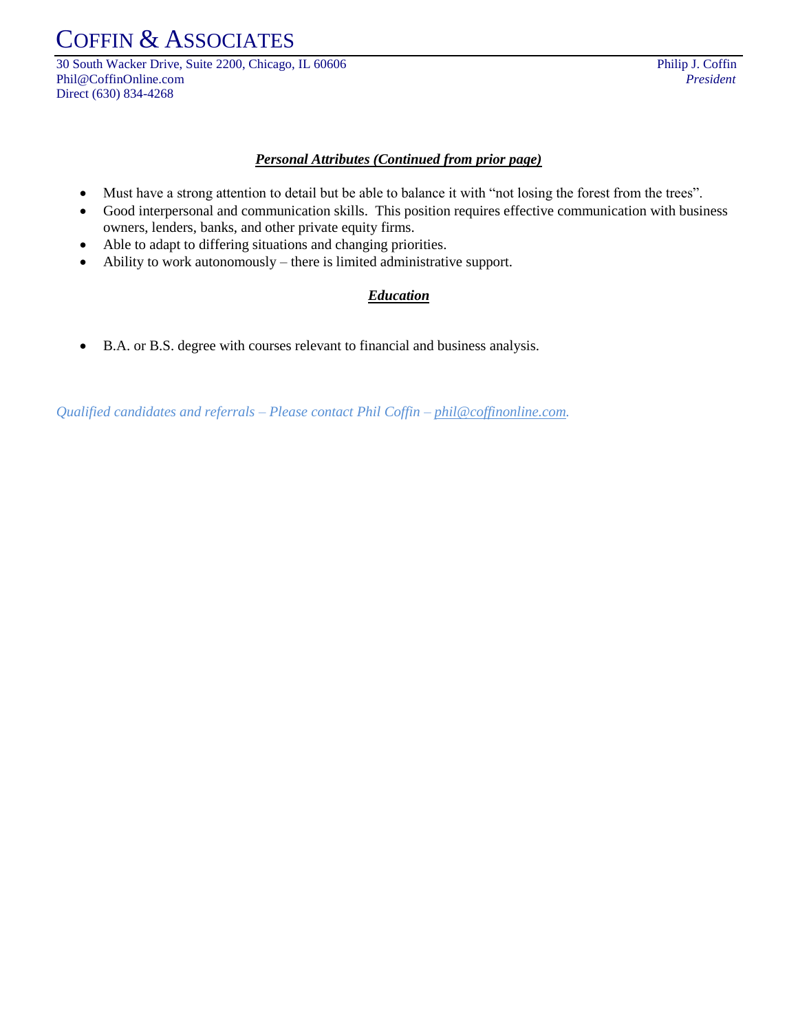# Coffin & Associates

30 South Wacker Drive, Suite 2200, Chicago, IL 60606
Phil@CoffinOnline.com
Direct (630) 834-4268

Philip J. Coffin
*President*

***Personal Attributes (Continued from prior page)***

- Must have a strong attention to detail but be able to balance it with "not losing the forest from the trees".
- Good interpersonal and communication skills. This position requires effective communication with business owners, lenders, banks, and other private equity firms.
- Able to adapt to differing situations and changing priorities.
- Ability to work autonomously – there is limited administrative support.

***Education***

- B.A. or B.S. degree with courses relevant to financial and business analysis.

*Qualified candidates and referrals – Please contact Phil Coffin – phil@coffinonline.com.*